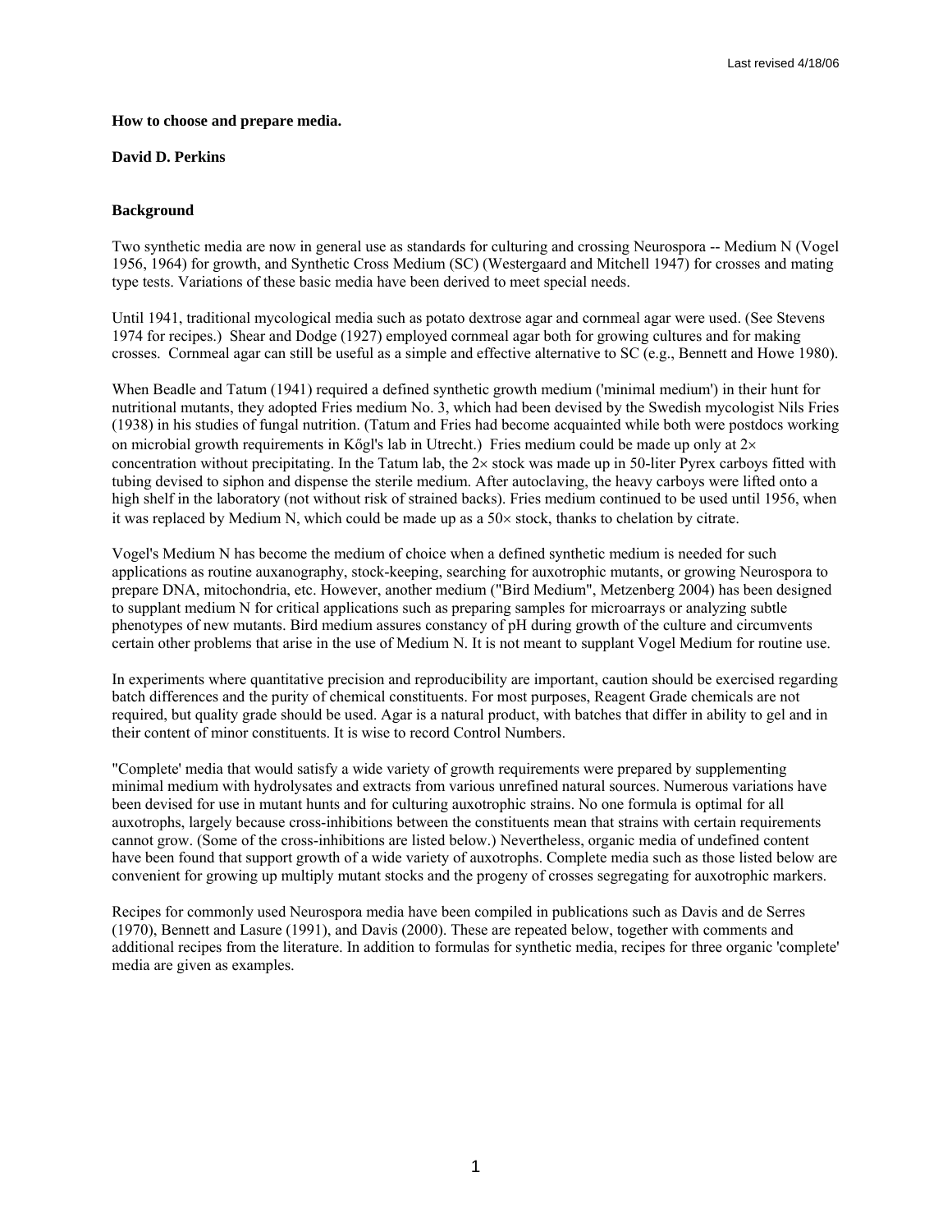**How to choose and prepare media.**

**David D. Perkins**

**Background**

Two synthetic media are now in general use as standards for culturing and crossing Neurospora -- Medium N (Vogel 1956, 1964) for growth, and Synthetic Cross Medium (SC) (Westergaard and Mitchell 1947) for crosses and mating type tests. Variations of these basic media have been derived to meet special needs.

Until 1941, traditional mycological media such as potato dextrose agar and cornmeal agar were used. (See Stevens 1974 for recipes.) Shear and Dodge (1927) employed cornmeal agar both for growing cultures and for making crosses. Cornmeal agar can still be useful as a simple and effective alternative to SC (e.g., Bennett and Howe 1980).

When Beadle and Tatum (1941) required a defined synthetic growth medium ('minimal medium') in their hunt for nutritional mutants, they adopted Fries medium No. 3, which had been devised by the Swedish mycologist Nils Fries (1938) in his studies of fungal nutrition. (Tatum and Fries had become acquainted while both were postdocs working on microbial growth requirements in Kögl's lab in Utrecht.) Fries medium could be made up only at 2× concentration without precipitating. In the Tatum lab, the 2× stock was made up in 50-liter Pyrex carboys fitted with tubing devised to siphon and dispense the sterile medium. After autoclaving, the heavy carboys were lifted onto a high shelf in the laboratory (not without risk of strained backs). Fries medium continued to be used until 1956, when it was replaced by Medium N, which could be made up as a 50× stock, thanks to chelation by citrate.

Vogel's Medium N has become the medium of choice when a defined synthetic medium is needed for such applications as routine auxanography, stock-keeping, searching for auxotrophic mutants, or growing Neurospora to prepare DNA, mitochondria, etc. However, another medium ("Bird Medium", Metzenberg 2004) has been designed to supplant medium N for critical applications such as preparing samples for microarrays or analyzing subtle phenotypes of new mutants. Bird medium assures constancy of pH during growth of the culture and circumvents certain other problems that arise in the use of Medium N. It is not meant to supplant Vogel Medium for routine use.

In experiments where quantitative precision and reproducibility are important, caution should be exercised regarding batch differences and the purity of chemical constituents. For most purposes, Reagent Grade chemicals are not required, but quality grade should be used. Agar is a natural product, with batches that differ in ability to gel and in their content of minor constituents. It is wise to record Control Numbers.

"Complete' media that would satisfy a wide variety of growth requirements were prepared by supplementing minimal medium with hydrolysates and extracts from various unrefined natural sources. Numerous variations have been devised for use in mutant hunts and for culturing auxotrophic strains. No one formula is optimal for all auxotrophs, largely because cross-inhibitions between the constituents mean that strains with certain requirements cannot grow. (Some of the cross-inhibitions are listed below.) Nevertheless, organic media of undefined content have been found that support growth of a wide variety of auxotrophs. Complete media such as those listed below are convenient for growing up multiply mutant stocks and the progeny of crosses segregating for auxotrophic markers.

Recipes for commonly used Neurospora media have been compiled in publications such as Davis and de Serres (1970), Bennett and Lasure (1991), and Davis (2000). These are repeated below, together with comments and additional recipes from the literature. In addition to formulas for synthetic media, recipes for three organic 'complete' media are given as examples.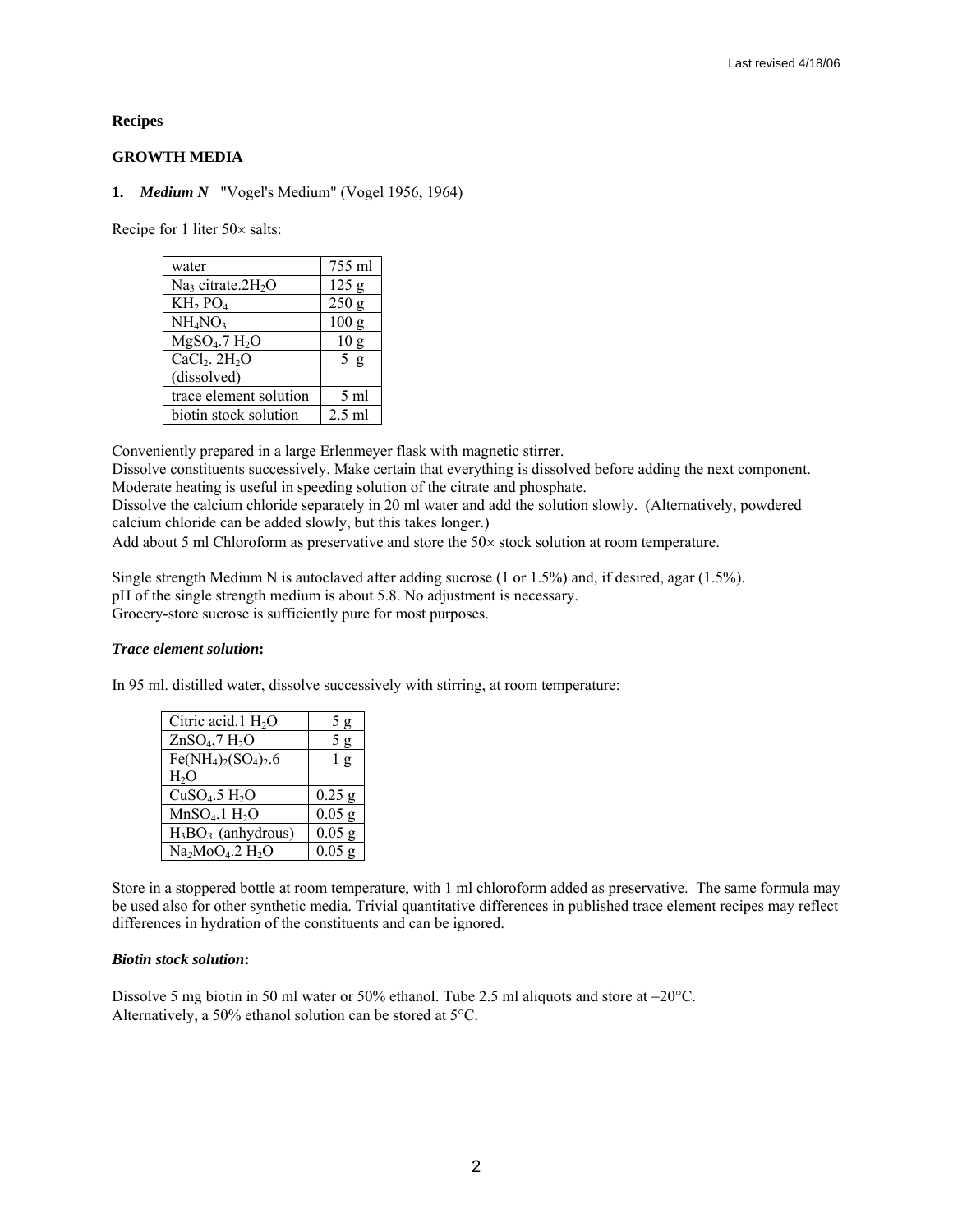**Recipes**

**GROWTH MEDIA**

**1.** ***Medium N*** "Vogel's Medium" (Vogel 1956, 1964)

Recipe for 1 liter 50× salts:

| | |
|---|---|
| water | 755 ml |
| $Na_3$ citrate.$2H_2O$ | 125 g |
| $KH_2$ $PO_4$ | 250 g |
| $NH_4NO_3$ | 100 g |
| $MgSO_4$.7 $H_2O$ | 10 g |
| $CaCl_2$. $2H_2O$ (dissolved) | 5 g |
| trace element solution | 5 ml |
| biotin stock solution | 2.5 ml |

Conveniently prepared in a large Erlenmeyer flask with magnetic stirrer.
Dissolve constituents successively. Make certain that everything is dissolved before adding the next component. Moderate heating is useful in speeding solution of the citrate and phosphate.
Dissolve the calcium chloride separately in 20 ml water and add the solution slowly. (Alternatively, powdered calcium chloride can be added slowly, but this takes longer.)
Add about 5 ml Chloroform as preservative and store the 50× stock solution at room temperature.

Single strength Medium N is autoclaved after adding sucrose (1 or 1.5%) and, if desired, agar (1.5%).
pH of the single strength medium is about 5.8. No adjustment is necessary.
Grocery-store sucrose is sufficiently pure for most purposes.

***Trace element solution*:**

In 95 ml. distilled water, dissolve successively with stirring, at room temperature:

| | |
|---|---|
| Citric acid.1 $H_2O$ | 5 g |
| $ZnSO_4$,7 $H_2O$ | 5 g |
| $Fe(NH_4)_2(SO_4)_2$.6 $H_2O$ | 1 g |
| $CuSO_4$.5 $H_2O$ | 0.25 g |
| $MnSO_4$.1 $H_2O$ | 0.05 g |
| $H_3BO_3$ (anhydrous) | 0.05 g |
| $Na_2MoO_4$.2 $H_2O$ | 0.05 g |

Store in a stoppered bottle at room temperature, with 1 ml chloroform added as preservative. The same formula may be used also for other synthetic media. Trivial quantitative differences in published trace element recipes may reflect differences in hydration of the constituents and can be ignored.

***Biotin stock solution*:**

Dissolve 5 mg biotin in 50 ml water or 50% ethanol. Tube 2.5 ml aliquots and store at −20°C.
Alternatively, a 50% ethanol solution can be stored at 5°C.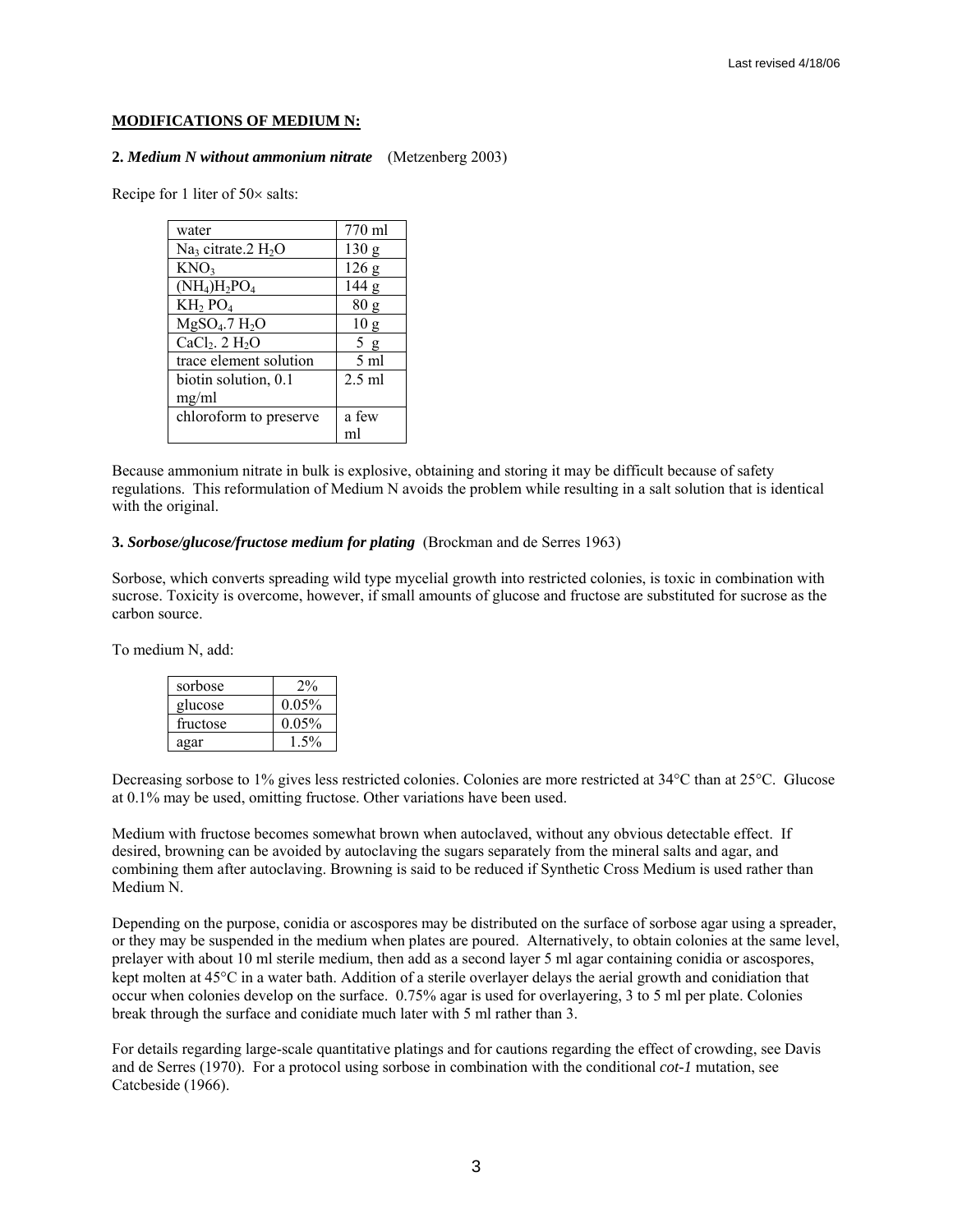**MODIFICATIONS OF MEDIUM N:**

**2.** ***Medium N without ammonium nitrate*** (Metzenberg 2003)

Recipe for 1 liter of 50× salts:

| | |
|---|---|
| water | 770 ml |
| $Na_3$ citrate.2 $H_2O$ | 130 g |
| $KNO_3$ | 126 g |
| $(NH_4)H_2PO_4$ | 144 g |
| $KH_2$ $PO_4$ | 80 g |
| $MgSO_4$.7 $H_2O$ | 10 g |
| $CaCl_2$. 2 $H_2O$ | 5 g |
| trace element solution | 5 ml |
| biotin solution, 0.1 mg/ml | 2.5 ml |
| chloroform to preserve | a few ml |

Because ammonium nitrate in bulk is explosive, obtaining and storing it may be difficult because of safety regulations. This reformulation of Medium N avoids the problem while resulting in a salt solution that is identical with the original.

**3.** ***Sorbose/glucose/fructose medium for plating*** (Brockman and de Serres 1963)

Sorbose, which converts spreading wild type mycelial growth into restricted colonies, is toxic in combination with sucrose. Toxicity is overcome, however, if small amounts of glucose and fructose are substituted for sucrose as the carbon source.

To medium N, add:

| | |
|---|---|
| sorbose | 2% |
| glucose | 0.05% |
| fructose | 0.05% |
| agar | 1.5% |

Decreasing sorbose to 1% gives less restricted colonies. Colonies are more restricted at 34°C than at 25°C. Glucose at 0.1% may be used, omitting fructose. Other variations have been used.

Medium with fructose becomes somewhat brown when autoclaved, without any obvious detectable effect. If desired, browning can be avoided by autoclaving the sugars separately from the mineral salts and agar, and combining them after autoclaving. Browning is said to be reduced if Synthetic Cross Medium is used rather than Medium N.

Depending on the purpose, conidia or ascospores may be distributed on the surface of sorbose agar using a spreader, or they may be suspended in the medium when plates are poured. Alternatively, to obtain colonies at the same level, prelayer with about 10 ml sterile medium, then add as a second layer 5 ml agar containing conidia or ascospores, kept molten at 45°C in a water bath. Addition of a sterile overlayer delays the aerial growth and conidiation that occur when colonies develop on the surface. 0.75% agar is used for overlayering, 3 to 5 ml per plate. Colonies break through the surface and conidiate much later with 5 ml rather than 3.

For details regarding large-scale quantitative platings and for cautions regarding the effect of crowding, see Davis and de Serres (1970). For a protocol using sorbose in combination with the conditional *cot-1* mutation, see Catcbeside (1966).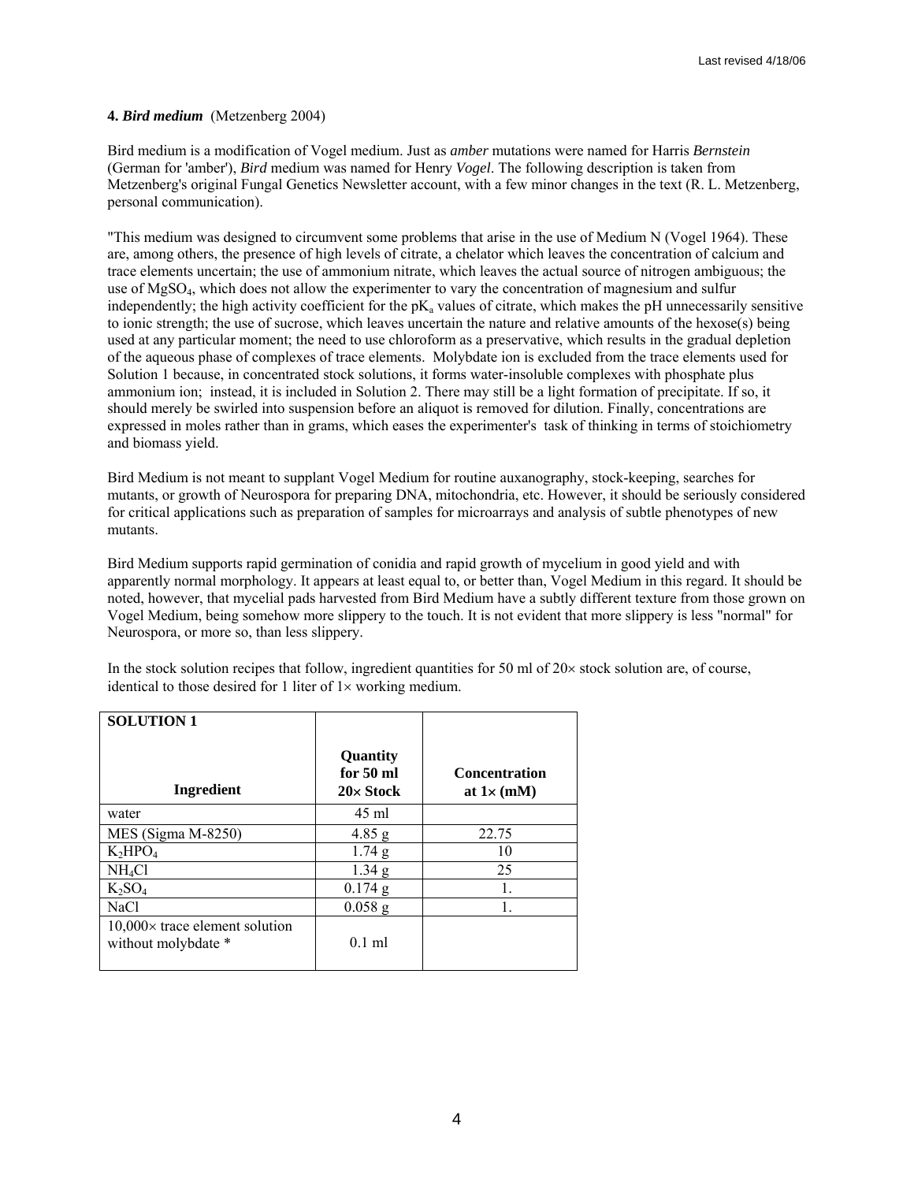**4. *Bird medium*** (Metzenberg 2004)

Bird medium is a modification of Vogel medium. Just as *amber* mutations were named for Harris *Bernstein* (German for 'amber'), *Bird* medium was named for Henry *Vogel*. The following description is taken from Metzenberg's original Fungal Genetics Newsletter account, with a few minor changes in the text (R. L. Metzenberg, personal communication).

"This medium was designed to circumvent some problems that arise in the use of Medium N (Vogel 1964). These are, among others, the presence of high levels of citrate, a chelator which leaves the concentration of calcium and trace elements uncertain; the use of ammonium nitrate, which leaves the actual source of nitrogen ambiguous; the use of $MgSO_4$, which does not allow the experimenter to vary the concentration of magnesium and sulfur independently; the high activity coefficient for the $pK_a$ values of citrate, which makes the pH unnecessarily sensitive to ionic strength; the use of sucrose, which leaves uncertain the nature and relative amounts of the hexose(s) being used at any particular moment; the need to use chloroform as a preservative, which results in the gradual depletion of the aqueous phase of complexes of trace elements. Molybdate ion is excluded from the trace elements used for Solution 1 because, in concentrated stock solutions, it forms water-insoluble complexes with phosphate plus ammonium ion; instead, it is included in Solution 2. There may still be a light formation of precipitate. If so, it should merely be swirled into suspension before an aliquot is removed for dilution. Finally, concentrations are expressed in moles rather than in grams, which eases the experimenter's task of thinking in terms of stoichiometry and biomass yield.

Bird Medium is not meant to supplant Vogel Medium for routine auxanography, stock-keeping, searches for mutants, or growth of Neurospora for preparing DNA, mitochondria, etc. However, it should be seriously considered for critical applications such as preparation of samples for microarrays and analysis of subtle phenotypes of new mutants.

Bird Medium supports rapid germination of conidia and rapid growth of mycelium in good yield and with apparently normal morphology. It appears at least equal to, or better than, Vogel Medium in this regard. It should be noted, however, that mycelial pads harvested from Bird Medium have a subtly different texture from those grown on Vogel Medium, being somehow more slippery to the touch. It is not evident that more slippery is less "normal" for Neurospora, or more so, than less slippery.

In the stock solution recipes that follow, ingredient quantities for 50 ml of 20× stock solution are, of course, identical to those desired for 1 liter of 1× working medium.

| **SOLUTION 1** Ingredient | **Quantity for 50 ml 20× Stock** | **Concentration at 1× (mM)** |
|---|---|---|
| water | 45 ml | |
| MES (Sigma M-8250) | 4.85 g | 22.75 |
| $K_2HPO_4$ | 1.74 g | 10 |
| $NH_4Cl$ | 1.34 g | 25 |
| $K_2SO_4$ | 0.174 g | 1. |
| NaCl | 0.058 g | 1. |
| 10,000× trace element solution without molybdate * | 0.1 ml | |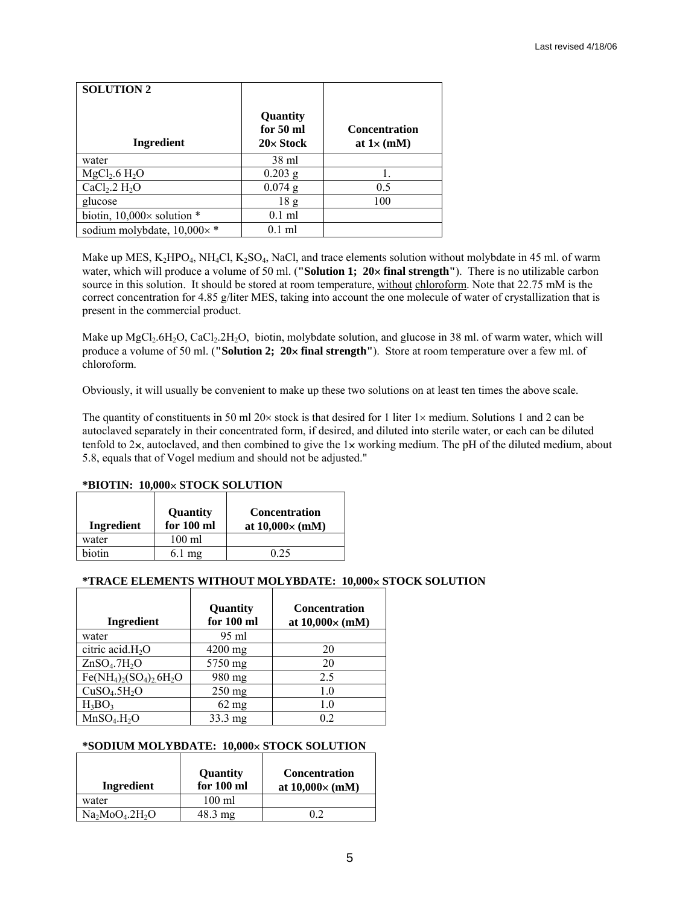| **SOLUTION 2** <br><br> **Ingredient** | **Quantity for 50 ml 20× Stock** | **Concentration at 1× (mM)** |
|---|---|---|
| water | 38 ml | |
| $MgCl_2.6\ H_2O$ | 0.203 g | 1. |
| $CaCl_2.2\ H_2O$ | 0.074 g | 0.5 |
| glucose | 18 g | 100 |
| biotin, 10,000× solution * | 0.1 ml | |
| sodium molybdate, 10,000× * | 0.1 ml | |

Make up MES, $K_2HPO_4$, $NH_4Cl$, $K_2SO_4$, NaCl, and trace elements solution without molybdate in 45 ml. of warm water, which will produce a volume of 50 ml. (**"Solution 1; 20× final strength"**). There is no utilizable carbon source in this solution. It should be stored at room temperature, without chloroform. Note that 22.75 mM is the correct concentration for 4.85 g/liter MES, taking into account the one molecule of water of crystallization that is present in the commercial product.

Make up $MgCl_2.6H_2O$, $CaCl_2.2H_2O$, biotin, molybdate solution, and glucose in 38 ml. of warm water, which will produce a volume of 50 ml. (**"Solution 2; 20× final strength"**). Store at room temperature over a few ml. of chloroform.

Obviously, it will usually be convenient to make up these two solutions on at least ten times the above scale.

The quantity of constituents in 50 ml 20× stock is that desired for 1 liter 1× medium. Solutions 1 and 2 can be autoclaved separately in their concentrated form, if desired, and diluted into sterile water, or each can be diluted tenfold to 2×, autoclaved, and then combined to give the 1× working medium. The pH of the diluted medium, about 5.8, equals that of Vogel medium and should not be adjusted."

**\*BIOTIN: 10,000× STOCK SOLUTION**

| Ingredient | Quantity for 100 ml | Concentration at 10,000× (mM) |
|---|---|---|
| water | 100 ml | |
| biotin | 6.1 mg | 0.25 |

**\*TRACE ELEMENTS WITHOUT MOLYBDATE: 10,000× STOCK SOLUTION**

| Ingredient | Quantity for 100 ml | Concentration at 10,000× (mM) |
|---|---|---|
| water | 95 ml | |
| citric acid.$H_2O$ | 4200 mg | 20 |
| $ZnSO_4.7H_2O$ | 5750 mg | 20 |
| $Fe(NH_4)_2(SO_4)_2.6H_2O$ | 980 mg | 2.5 |
| $CuSO_4.5H_2O$ | 250 mg | 1.0 |
| $H_3BO_3$ | 62 mg | 1.0 |
| $MnSO_4.H_2O$ | 33.3 mg | 0.2 |

**\*SODIUM MOLYBDATE: 10,000× STOCK SOLUTION**

| Ingredient | Quantity for 100 ml | Concentration at 10,000× (mM) |
|---|---|---|
| water | 100 ml | |
| $Na_2MoO_4.2H_2O$ | 48.3 mg | 0.2 |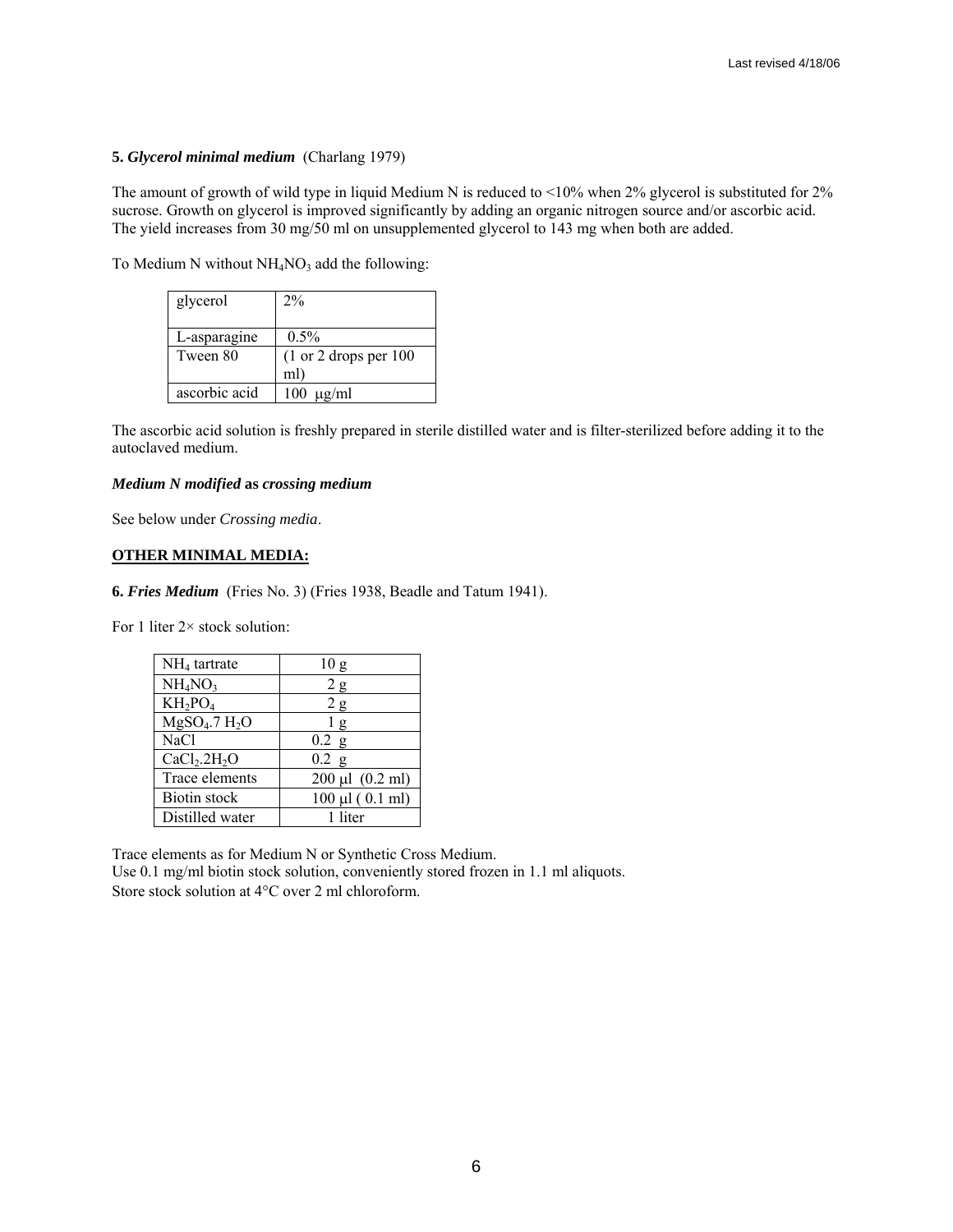**5. *Glycerol minimal medium*** (Charlang 1979)

The amount of growth of wild type in liquid Medium N is reduced to <10% when 2% glycerol is substituted for 2% sucrose. Growth on glycerol is improved significantly by adding an organic nitrogen source and/or ascorbic acid. The yield increases from 30 mg/50 ml on unsupplemented glycerol to 143 mg when both are added.

To Medium N without $NH_4NO_3$ add the following:

| | |
|---|---|
| glycerol | 2% |
| L-asparagine | 0.5% |
| Tween 80 | (1 or 2 drops per 100 ml) |
| ascorbic acid | 100 μg/ml |

The ascorbic acid solution is freshly prepared in sterile distilled water and is filter-sterilized before adding it to the autoclaved medium.

***Medium N modified* as *crossing medium***

See below under *Crossing media*.

**<u>OTHER MINIMAL MEDIA:</u>**

**6. *Fries Medium*** (Fries No. 3) (Fries 1938, Beadle and Tatum 1941).

For 1 liter 2× stock solution:

| | |
|---|---|
| $NH_4$ tartrate | 10 g |
| $NH_4NO_3$ | 2 g |
| $KH_2PO_4$ | 2 g |
| $MgSO_4.7\ H_2O$ | 1 g |
| NaCl | 0.2 g |
| $CaCl_2.2H_2O$ | 0.2 g |
| Trace elements | 200 μl (0.2 ml) |
| Biotin stock | 100 μl ( 0.1 ml) |
| Distilled water | 1 liter |

Trace elements as for Medium N or Synthetic Cross Medium.
Use 0.1 mg/ml biotin stock solution, conveniently stored frozen in 1.1 ml aliquots.
Store stock solution at 4°C over 2 ml chloroform.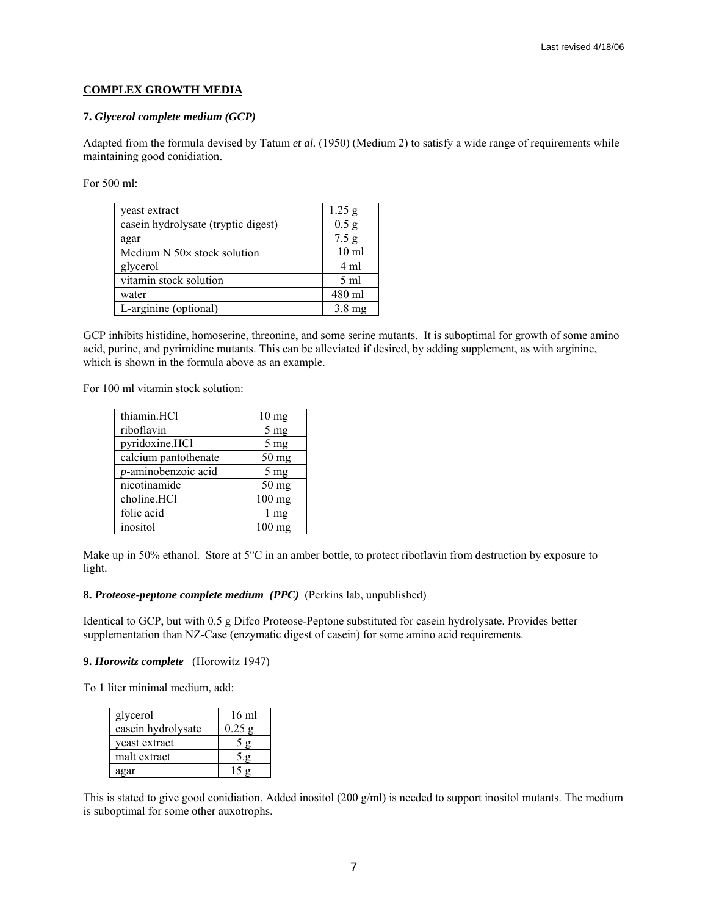## COMPLEX GROWTH MEDIA

### 7. *Glycerol complete medium (GCP)*

Adapted from the formula devised by Tatum *et al.* (1950) (Medium 2) to satisfy a wide range of requirements while maintaining good conidiation.

For 500 ml:

| | |
|---|---|
| yeast extract | 1.25 g |
| casein hydrolysate (tryptic digest) | 0.5 g |
| agar | 7.5 g |
| Medium N 50× stock solution | 10 ml |
| glycerol | 4 ml |
| vitamin stock solution | 5 ml |
| water | 480 ml |
| L-arginine (optional) | 3.8 mg |

GCP inhibits histidine, homoserine, threonine, and some serine mutants. It is suboptimal for growth of some amino acid, purine, and pyrimidine mutants. This can be alleviated if desired, by adding supplement, as with arginine, which is shown in the formula above as an example.

For 100 ml vitamin stock solution:

| | |
|---|---|
| thiamin.HCl | 10 mg |
| riboflavin | 5 mg |
| pyridoxine.HCl | 5 mg |
| calcium pantothenate | 50 mg |
| *p*-aminobenzoic acid | 5 mg |
| nicotinamide | 50 mg |
| choline.HCl | 100 mg |
| folic acid | 1 mg |
| inositol | 100 mg |

Make up in 50% ethanol. Store at 5°C in an amber bottle, to protect riboflavin from destruction by exposure to light.

### 8. *Proteose-peptone complete medium (PPC)* (Perkins lab, unpublished)

Identical to GCP, but with 0.5 g Difco Proteose-Peptone substituted for casein hydrolysate. Provides better supplementation than NZ-Case (enzymatic digest of casein) for some amino acid requirements.

### 9. *Horowitz complete* (Horowitz 1947)

To 1 liter minimal medium, add:

| | |
|---|---|
| glycerol | 16 ml |
| casein hydrolysate | 0.25 g |
| yeast extract | 5 g |
| malt extract | 5.g |
| agar | 15 g |

This is stated to give good conidiation. Added inositol (200 g/ml) is needed to support inositol mutants. The medium is suboptimal for some other auxotrophs.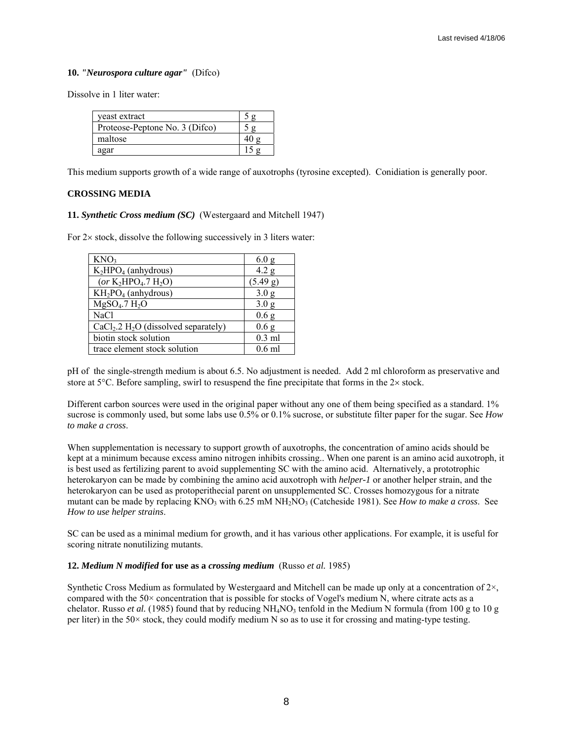**10.** ***"Neurospora culture agar"*** (Difco)

Dissolve in 1 liter water:

| | |
|---|---|
| yeast extract | 5 g |
| Proteose-Peptone No. 3 (Difco) | 5 g |
| maltose | 40 g |
| agar | 15 g |

This medium supports growth of a wide range of auxotrophs (tyrosine excepted). Conidiation is generally poor.

**CROSSING MEDIA**

**11.** ***Synthetic Cross medium (SC)*** (Westergaard and Mitchell 1947)

For 2× stock, dissolve the following successively in 3 liters water:

| | |
|---|---|
| $KNO_3$ | 6.0 g |
| $K_2HPO_4$ (anhydrous) | 4.2 g |
| (*or* $K_2HPO_4.7\ H_2O$) | (5.49 g) |
| $KH_2PO_4$ (anhydrous) | 3.0 g |
| $MgSO_4.7\ H_2O$ | 3.0 g |
| NaCl | 0.6 g |
| $CaCl_2.2\ H_2O$ (dissolved separately) | 0.6 g |
| biotin stock solution | 0.3 ml |
| trace element stock solution | 0.6 ml |

pH of the single-strength medium is about 6.5. No adjustment is needed. Add 2 ml chloroform as preservative and store at 5°C. Before sampling, swirl to resuspend the fine precipitate that forms in the 2× stock.

Different carbon sources were used in the original paper without any one of them being specified as a standard. 1% sucrose is commonly used, but some labs use 0.5% or 0.1% sucrose, or substitute filter paper for the sugar. See *How to make a cross*.

When supplementation is necessary to support growth of auxotrophs, the concentration of amino acids should be kept at a minimum because excess amino nitrogen inhibits crossing.. When one parent is an amino acid auxotroph, it is best used as fertilizing parent to avoid supplementing SC with the amino acid. Alternatively, a prototrophic heterokaryon can be made by combining the amino acid auxotroph with *helper-1* or another helper strain, and the heterokaryon can be used as protoperithecial parent on unsupplemented SC. Crosses homozygous for a nitrate mutant can be made by replacing $KNO_3$ with 6.25 mM $NH_2NO_3$ (Catcheside 1981). See *How to make a cross*. See *How to use helper strains*.

SC can be used as a minimal medium for growth, and it has various other applications. For example, it is useful for scoring nitrate nonutilizing mutants.

**12.** ***Medium N modified*** **for use as a** ***crossing medium*** (Russo *et al.* 1985)

Synthetic Cross Medium as formulated by Westergaard and Mitchell can be made up only at a concentration of 2×, compared with the 50× concentration that is possible for stocks of Vogel's medium N, where citrate acts as a chelator. Russo *et al.* (1985) found that by reducing $NH_4NO_3$ tenfold in the Medium N formula (from 100 g to 10 g per liter) in the 50× stock, they could modify medium N so as to use it for crossing and mating-type testing.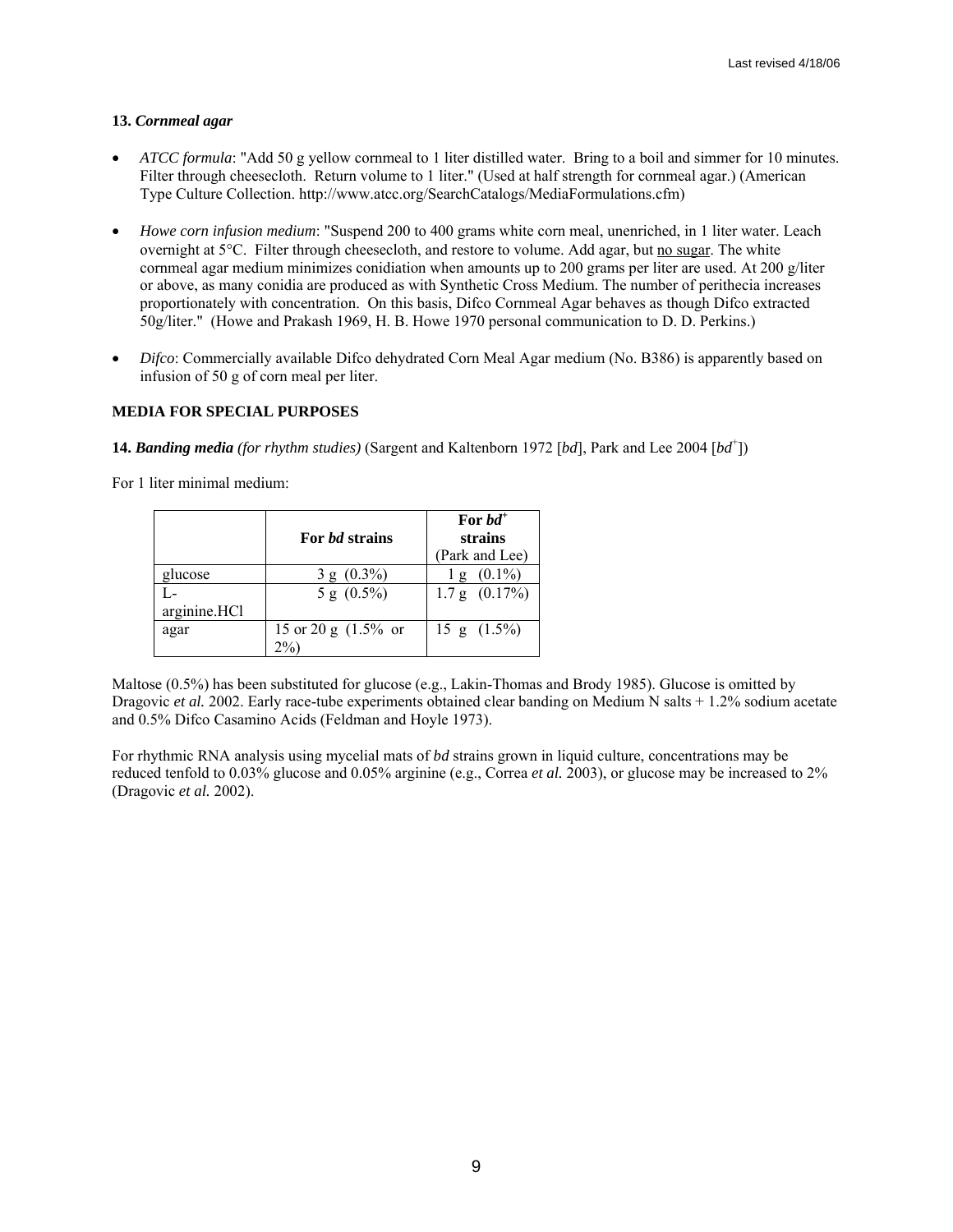### 13. *Cornmeal agar*

- *ATCC formula*: "Add 50 g yellow cornmeal to 1 liter distilled water. Bring to a boil and simmer for 10 minutes. Filter through cheesecloth. Return volume to 1 liter." (Used at half strength for cornmeal agar.) (American Type Culture Collection. http://www.atcc.org/SearchCatalogs/MediaFormulations.cfm)

- *Howe corn infusion medium*: "Suspend 200 to 400 grams white corn meal, unenriched, in 1 liter water. Leach overnight at 5°C. Filter through cheesecloth, and restore to volume. Add agar, but no sugar. The white cornmeal agar medium minimizes conidiation when amounts up to 200 grams per liter are used. At 200 g/liter or above, as many conidia are produced as with Synthetic Cross Medium. The number of perithecia increases proportionately with concentration. On this basis, Difco Cornmeal Agar behaves as though Difco extracted 50g/liter." (Howe and Prakash 1969, H. B. Howe 1970 personal communication to D. D. Perkins.)

- *Difco*: Commercially available Difco dehydrated Corn Meal Agar medium (No. B386) is apparently based on infusion of 50 g of corn meal per liter.

## MEDIA FOR SPECIAL PURPOSES

**14. *Banding media*** *(for rhythm studies)* (Sargent and Kaltenborn 1972 [*bd*], Park and Lee 2004 [$bd^+$])

For 1 liter minimal medium:

| | **For *bd* strains** | **For $bd^+$ strains** (Park and Lee) |
|---|---|---|
| glucose | 3 g (0.3%) | 1 g (0.1%) |
| L-arginine.HCl | 5 g (0.5%) | 1.7 g (0.17%) |
| agar | 15 or 20 g (1.5% or 2%) | 15 g (1.5%) |

Maltose (0.5%) has been substituted for glucose (e.g., Lakin-Thomas and Brody 1985). Glucose is omitted by Dragovic *et al.* 2002. Early race-tube experiments obtained clear banding on Medium N salts + 1.2% sodium acetate and 0.5% Difco Casamino Acids (Feldman and Hoyle 1973).

For rhythmic RNA analysis using mycelial mats of *bd* strains grown in liquid culture, concentrations may be reduced tenfold to 0.03% glucose and 0.05% arginine (e.g., Correa *et al.* 2003), or glucose may be increased to 2% (Dragovic *et al.* 2002).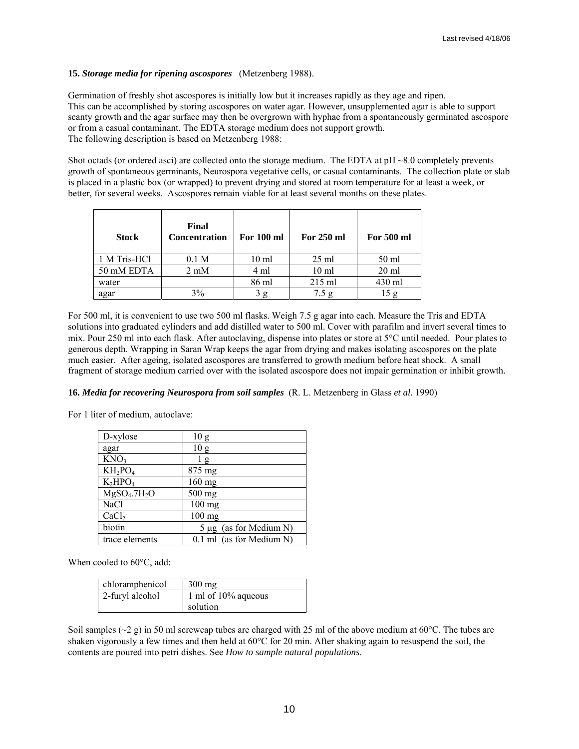**15. *Storage media for ripening ascospores*** (Metzenberg 1988).

Germination of freshly shot ascospores is initially low but it increases rapidly as they age and ripen. This can be accomplished by storing ascospores on water agar. However, unsupplemented agar is able to support scanty growth and the agar surface may then be overgrown with hyphae from a spontaneously germinated ascospore or from a casual contaminant. The EDTA storage medium does not support growth.
The following description is based on Metzenberg 1988:

Shot octads (or ordered asci) are collected onto the storage medium. The EDTA at pH ~8.0 completely prevents growth of spontaneous germinants, Neurospora vegetative cells, or casual contaminants. The collection plate or slab is placed in a plastic box (or wrapped) to prevent drying and stored at room temperature for at least a week, or better, for several weeks. Ascospores remain viable for at least several months on these plates.

| Stock | Final Concentration | For 100 ml | For 250 ml | For 500 ml |
|---|---|---|---|---|
| 1 M Tris-HCl | 0.1 M | 10 ml | 25 ml | 50 ml |
| 50 mM EDTA | 2 mM | 4 ml | 10 ml | 20 ml |
| water | | 86 ml | 215 ml | 430 ml |
| agar | 3% | 3 g | 7.5 g | 15 g |

For 500 ml, it is convenient to use two 500 ml flasks. Weigh 7.5 g agar into each. Measure the Tris and EDTA solutions into graduated cylinders and add distilled water to 500 ml. Cover with parafilm and invert several times to mix. Pour 250 ml into each flask. After autoclaving, dispense into plates or store at 5°C until needed. Pour plates to generous depth. Wrapping in Saran Wrap keeps the agar from drying and makes isolating ascospores on the plate much easier. After ageing, isolated ascospores are transferred to growth medium before heat shock. A small fragment of storage medium carried over with the isolated ascospore does not impair germination or inhibit growth.

**16. *Media for recovering Neurospora from soil samples*** (R. L. Metzenberg in Glass *et al.* 1990)

For 1 liter of medium, autoclave:

| | |
|---|---|
| D-xylose | 10 g |
| agar | 10 g |
| $KNO_3$ | 1 g |
| $KH_2PO_4$ | 875 mg |
| $K_2HPO_4$ | 160 mg |
| $MgSO_4.7H_2O$ | 500 mg |
| NaCl | 100 mg |
| $CaCl_2$ | 100 mg |
| biotin | 5 μg (as for Medium N) |
| trace elements | 0.1 ml (as for Medium N) |

When cooled to 60°C, add:

| | |
|---|---|
| chloramphenicol | 300 mg |
| 2-furyl alcohol | 1 ml of 10% aqueous solution |

Soil samples (~2 g) in 50 ml screwcap tubes are charged with 25 ml of the above medium at 60°C. The tubes are shaken vigorously a few times and then held at 60°C for 20 min. After shaking again to resuspend the soil, the contents are poured into petri dishes. See *How to sample natural populations*.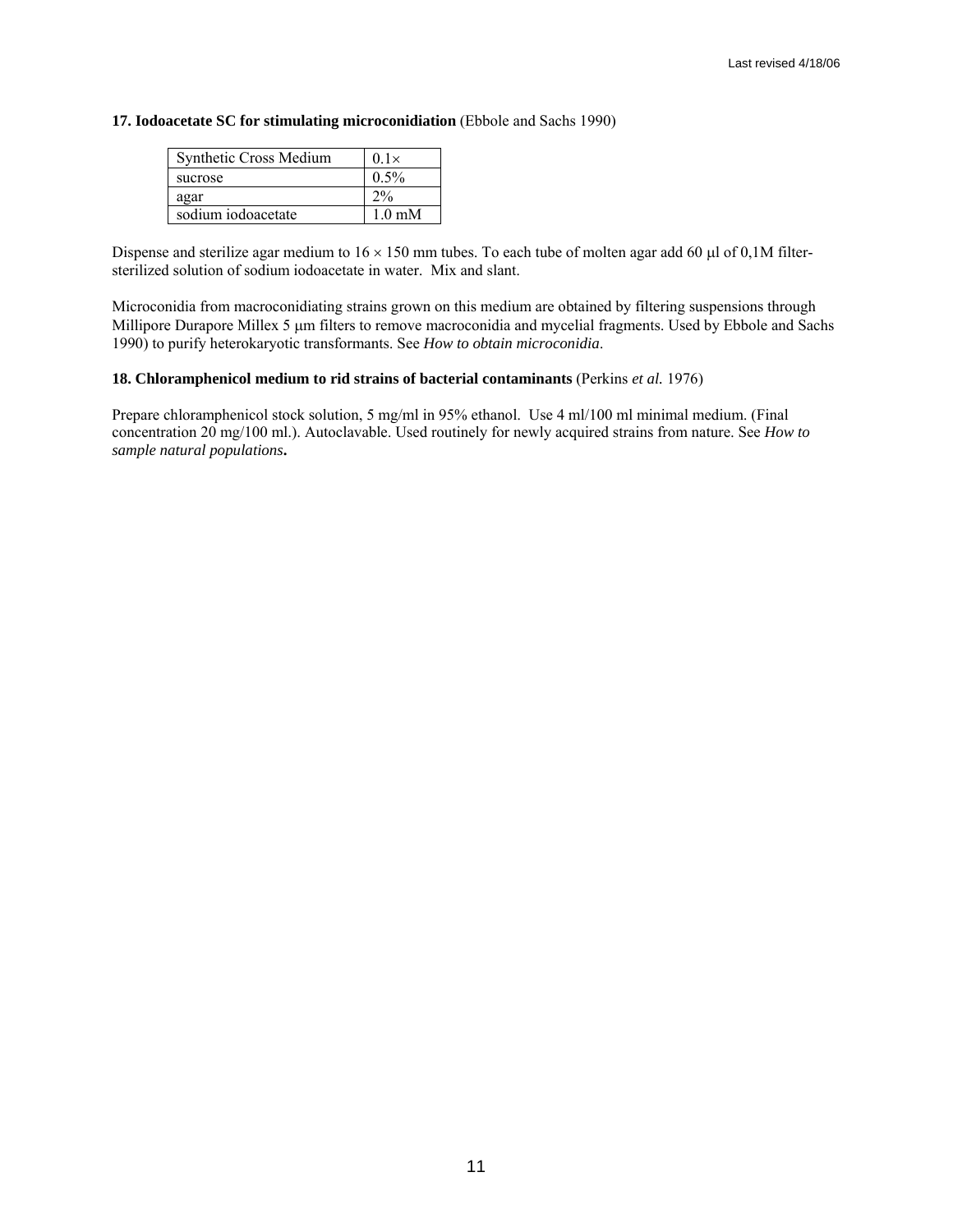**17. Iodoacetate SC for stimulating microconidiation** (Ebbole and Sachs 1990)

| Synthetic Cross Medium | 0.1× |
|---|---|
| sucrose | 0.5% |
| agar | 2% |
| sodium iodoacetate | 1.0 mM |

Dispense and sterilize agar medium to 16 × 150 mm tubes. To each tube of molten agar add 60 μl of 0,1M filter-sterilized solution of sodium iodoacetate in water. Mix and slant.

Microconidia from macroconidiating strains grown on this medium are obtained by filtering suspensions through Millipore Durapore Millex 5 μm filters to remove macroconidia and mycelial fragments. Used by Ebbole and Sachs 1990) to purify heterokaryotic transformants. See *How to obtain microconidia*.

**18. Chloramphenicol medium to rid strains of bacterial contaminants** (Perkins *et al.* 1976)

Prepare chloramphenicol stock solution, 5 mg/ml in 95% ethanol. Use 4 ml/100 ml minimal medium. (Final concentration 20 mg/100 ml.). Autoclavable. Used routinely for newly acquired strains from nature. See *How to sample natural populations***.**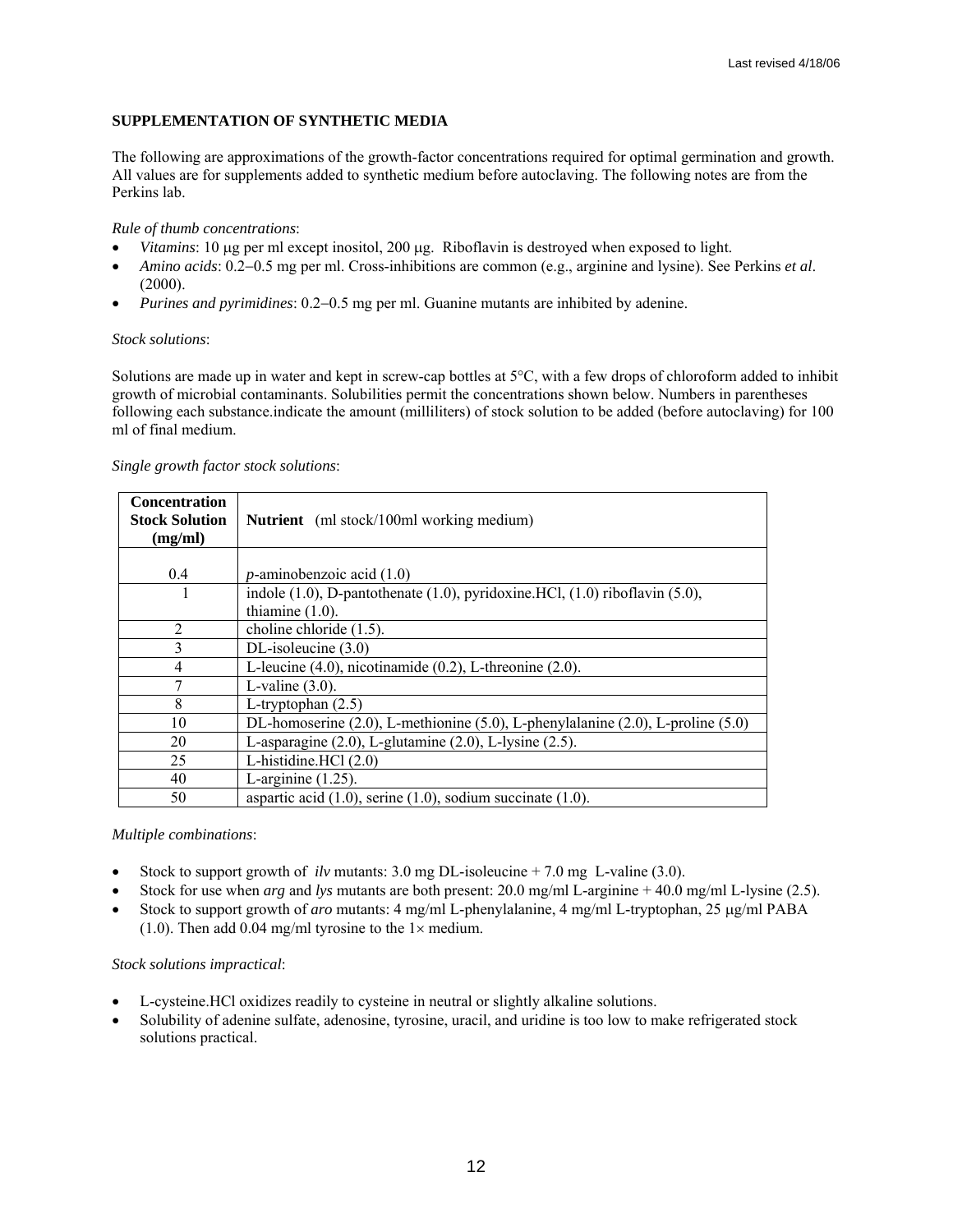**SUPPLEMENTATION OF SYNTHETIC MEDIA**

The following are approximations of the growth-factor concentrations required for optimal germination and growth. All values are for supplements added to synthetic medium before autoclaving. The following notes are from the Perkins lab.

*Rule of thumb concentrations*:

- *Vitamins*: 10 μg per ml except inositol, 200 μg. Riboflavin is destroyed when exposed to light.
- *Amino acids*: 0.2–0.5 mg per ml. Cross-inhibitions are common (e.g., arginine and lysine). See Perkins *et al*. (2000).
- *Purines and pyrimidines*: 0.2–0.5 mg per ml. Guanine mutants are inhibited by adenine.

*Stock solutions*:

Solutions are made up in water and kept in screw-cap bottles at 5°C, with a few drops of chloroform added to inhibit growth of microbial contaminants. Solubilities permit the concentrations shown below. Numbers in parentheses following each substance.indicate the amount (milliliters) of stock solution to be added (before autoclaving) for 100 ml of final medium.

*Single growth factor stock solutions*:

| Concentration Stock Solution (mg/ml) | **Nutrient** (ml stock/100ml working medium) |
|---|---|
| 0.4 | *p*-aminobenzoic acid (1.0) |
| 1 | indole (1.0), D-pantothenate (1.0), pyridoxine.HCl, (1.0) riboflavin (5.0), thiamine (1.0). |
| 2 | choline chloride (1.5). |
| 3 | DL-isoleucine (3.0) |
| 4 | L-leucine (4.0), nicotinamide (0.2), L-threonine (2.0). |
| 7 | L-valine (3.0). |
| 8 | L-tryptophan (2.5) |
| 10 | DL-homoserine (2.0), L-methionine (5.0), L-phenylalanine (2.0), L-proline (5.0) |
| 20 | L-asparagine (2.0), L-glutamine (2.0), L-lysine (2.5). |
| 25 | L-histidine.HCl (2.0) |
| 40 | L-arginine (1.25). |
| 50 | aspartic acid (1.0), serine (1.0), sodium succinate (1.0). |

*Multiple combinations*:

- Stock to support growth of *ilv* mutants: 3.0 mg DL-isoleucine + 7.0 mg L-valine (3.0).
- Stock for use when *arg* and *lys* mutants are both present: 20.0 mg/ml L-arginine + 40.0 mg/ml L-lysine (2.5).
- Stock to support growth of *aro* mutants: 4 mg/ml L-phenylalanine, 4 mg/ml L-tryptophan, 25 μg/ml PABA (1.0). Then add 0.04 mg/ml tyrosine to the 1× medium.

*Stock solutions impractical*:

- L-cysteine.HCl oxidizes readily to cysteine in neutral or slightly alkaline solutions.
- Solubility of adenine sulfate, adenosine, tyrosine, uracil, and uridine is too low to make refrigerated stock solutions practical.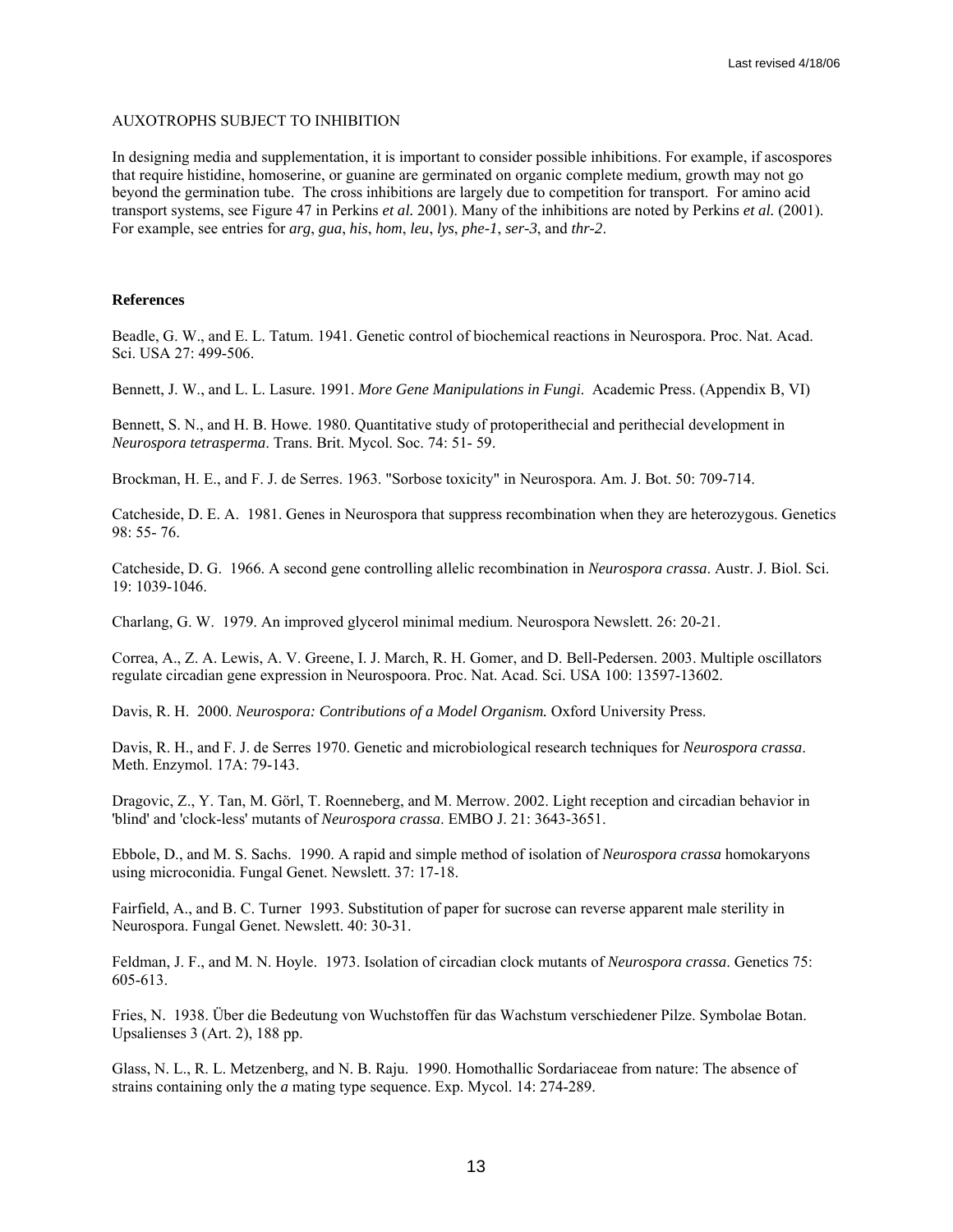AUXOTROPHS SUBJECT TO INHIBITION

In designing media and supplementation, it is important to consider possible inhibitions. For example, if ascospores that require histidine, homoserine, or guanine are germinated on organic complete medium, growth may not go beyond the germination tube. The cross inhibitions are largely due to competition for transport. For amino acid transport systems, see Figure 47 in Perkins *et al.* 2001). Many of the inhibitions are noted by Perkins *et al.* (2001). For example, see entries for *arg*, *gua*, *his*, *hom*, *leu*, *lys*, *phe-1*, *ser-3*, and *thr-2*.

**References**

Beadle, G. W., and E. L. Tatum. 1941. Genetic control of biochemical reactions in Neurospora. Proc. Nat. Acad. Sci. USA 27: 499-506.

Bennett, J. W., and L. L. Lasure. 1991. *More Gene Manipulations in Fungi*. Academic Press. (Appendix B, VI)

Bennett, S. N., and H. B. Howe. 1980. Quantitative study of protoperithecial and perithecial development in *Neurospora tetrasperma*. Trans. Brit. Mycol. Soc. 74: 51- 59.

Brockman, H. E., and F. J. de Serres. 1963. "Sorbose toxicity" in Neurospora. Am. J. Bot. 50: 709-714.

Catcheside, D. E. A. 1981. Genes in Neurospora that suppress recombination when they are heterozygous. Genetics 98: 55- 76.

Catcheside, D. G. 1966. A second gene controlling allelic recombination in *Neurospora crassa*. Austr. J. Biol. Sci. 19: 1039-1046.

Charlang, G. W. 1979. An improved glycerol minimal medium. Neurospora Newslett. 26: 20-21.

Correa, A., Z. A. Lewis, A. V. Greene, I. J. March, R. H. Gomer, and D. Bell-Pedersen. 2003. Multiple oscillators regulate circadian gene expression in Neurospoora. Proc. Nat. Acad. Sci. USA 100: 13597-13602.

Davis, R. H. 2000. *Neurospora: Contributions of a Model Organism.* Oxford University Press.

Davis, R. H., and F. J. de Serres 1970. Genetic and microbiological research techniques for *Neurospora crassa*. Meth. Enzymol. 17A: 79-143.

Dragovic, Z., Y. Tan, M. Görl, T. Roenneberg, and M. Merrow. 2002. Light reception and circadian behavior in 'blind' and 'clock-less' mutants of *Neurospora crassa*. EMBO J. 21: 3643-3651.

Ebbole, D., and M. S. Sachs. 1990. A rapid and simple method of isolation of *Neurospora crassa* homokaryons using microconidia. Fungal Genet. Newslett. 37: 17-18.

Fairfield, A., and B. C. Turner 1993. Substitution of paper for sucrose can reverse apparent male sterility in Neurospora. Fungal Genet. Newslett. 40: 30-31.

Feldman, J. F., and M. N. Hoyle. 1973. Isolation of circadian clock mutants of *Neurospora crassa*. Genetics 75: 605-613.

Fries, N. 1938. Über die Bedeutung von Wuchstoffen für das Wachstum verschiedener Pilze. Symbolae Botan. Upsalienses 3 (Art. 2), 188 pp.

Glass, N. L., R. L. Metzenberg, and N. B. Raju. 1990. Homothallic Sordariaceae from nature: The absence of strains containing only the *a* mating type sequence. Exp. Mycol. 14: 274-289.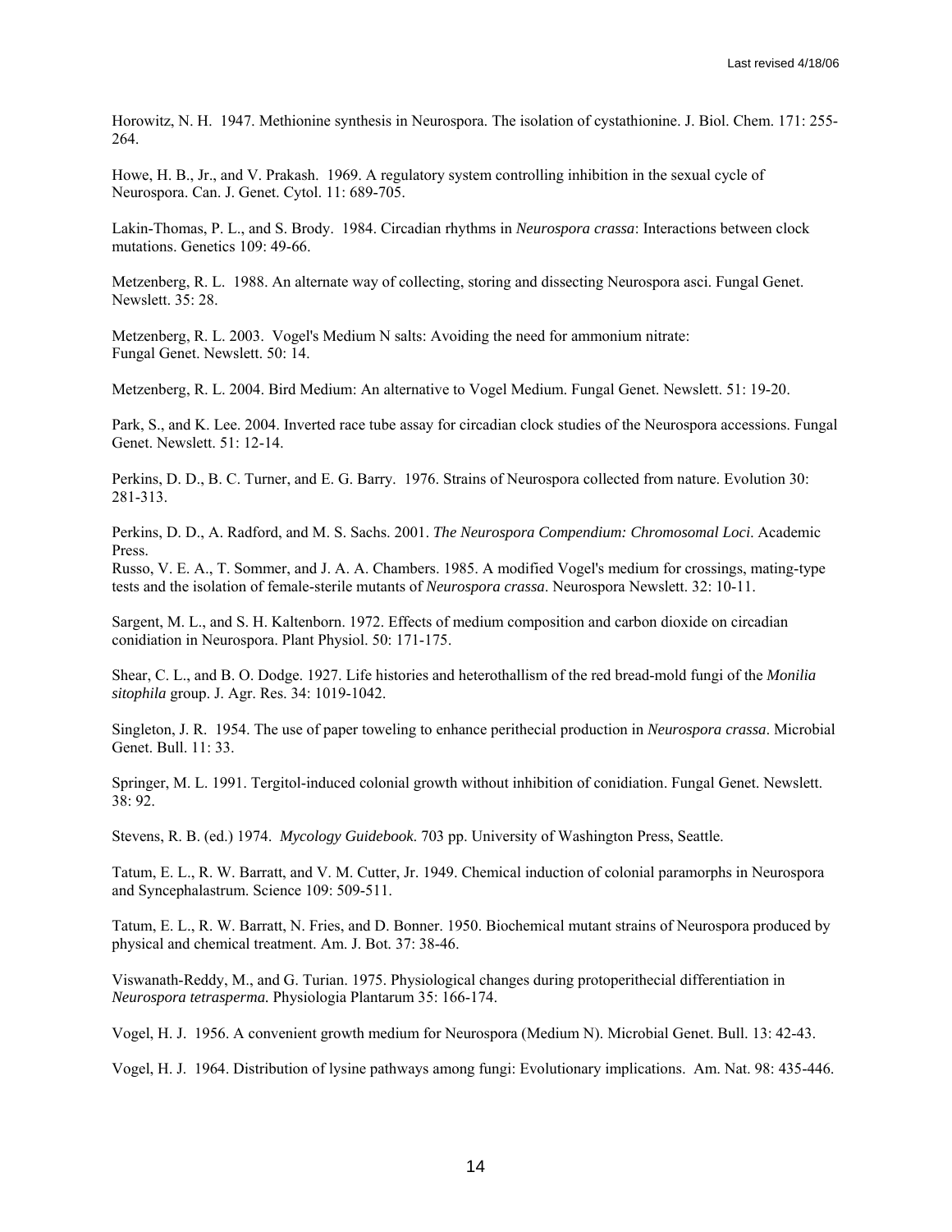Horowitz, N. H. 1947. Methionine synthesis in Neurospora. The isolation of cystathionine. J. Biol. Chem. 171: 255-264.

Howe, H. B., Jr., and V. Prakash. 1969. A regulatory system controlling inhibition in the sexual cycle of Neurospora. Can. J. Genet. Cytol. 11: 689-705.

Lakin-Thomas, P. L., and S. Brody. 1984. Circadian rhythms in *Neurospora crassa*: Interactions between clock mutations. Genetics 109: 49-66.

Metzenberg, R. L. 1988. An alternate way of collecting, storing and dissecting Neurospora asci. Fungal Genet. Newslett. 35: 28.

Metzenberg, R. L. 2003. Vogel's Medium N salts: Avoiding the need for ammonium nitrate: Fungal Genet. Newslett. 50: 14.

Metzenberg, R. L. 2004. Bird Medium: An alternative to Vogel Medium. Fungal Genet. Newslett. 51: 19-20.

Park, S., and K. Lee. 2004. Inverted race tube assay for circadian clock studies of the Neurospora accessions. Fungal Genet. Newslett. 51: 12-14.

Perkins, D. D., B. C. Turner, and E. G. Barry. 1976. Strains of Neurospora collected from nature. Evolution 30: 281-313.

Perkins, D. D., A. Radford, and M. S. Sachs. 2001. *The Neurospora Compendium: Chromosomal Loci*. Academic Press.

Russo, V. E. A., T. Sommer, and J. A. A. Chambers. 1985. A modified Vogel's medium for crossings, mating-type tests and the isolation of female-sterile mutants of *Neurospora crassa*. Neurospora Newslett. 32: 10-11.

Sargent, M. L., and S. H. Kaltenborn. 1972. Effects of medium composition and carbon dioxide on circadian conidiation in Neurospora. Plant Physiol. 50: 171-175.

Shear, C. L., and B. O. Dodge. 1927. Life histories and heterothallism of the red bread-mold fungi of the *Monilia sitophila* group. J. Agr. Res. 34: 1019-1042.

Singleton, J. R. 1954. The use of paper toweling to enhance perithecial production in *Neurospora crassa*. Microbial Genet. Bull. 11: 33.

Springer, M. L. 1991. Tergitol-induced colonial growth without inhibition of conidiation. Fungal Genet. Newslett. 38: 92.

Stevens, R. B. (ed.) 1974. *Mycology Guidebook*. 703 pp. University of Washington Press, Seattle.

Tatum, E. L., R. W. Barratt, and V. M. Cutter, Jr. 1949. Chemical induction of colonial paramorphs in Neurospora and Syncephalastrum. Science 109: 509-511.

Tatum, E. L., R. W. Barratt, N. Fries, and D. Bonner. 1950. Biochemical mutant strains of Neurospora produced by physical and chemical treatment. Am. J. Bot. 37: 38-46.

Viswanath-Reddy, M., and G. Turian. 1975. Physiological changes during protoperithecial differentiation in *Neurospora tetrasperma.* Physiologia Plantarum 35: 166-174.

Vogel, H. J. 1956. A convenient growth medium for Neurospora (Medium N). Microbial Genet. Bull. 13: 42-43.

Vogel, H. J. 1964. Distribution of lysine pathways among fungi: Evolutionary implications. Am. Nat. 98: 435-446.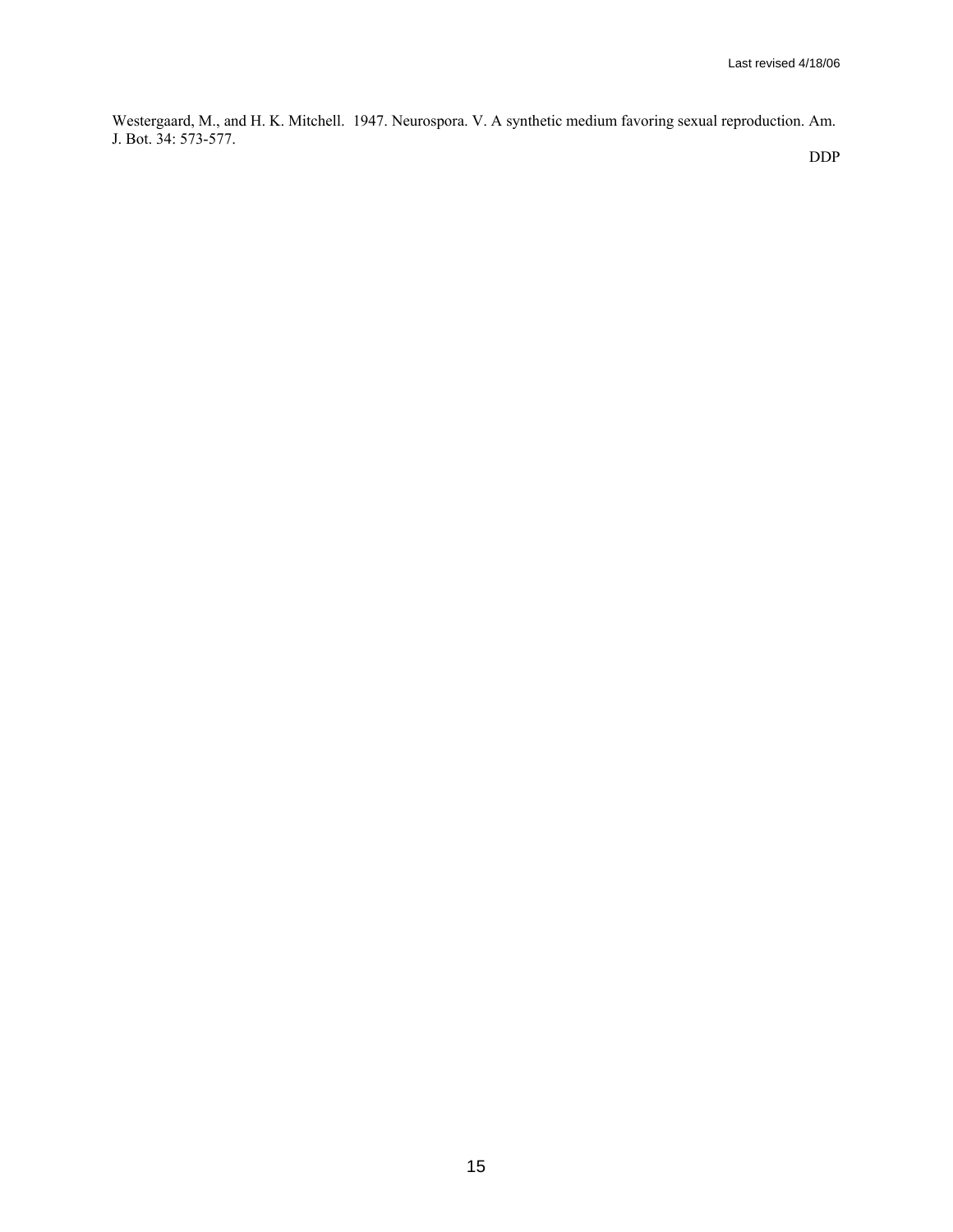Westergaard, M., and H. K. Mitchell. 1947. Neurospora. V. A synthetic medium favoring sexual reproduction. Am. J. Bot. 34: 573-577.

DDP